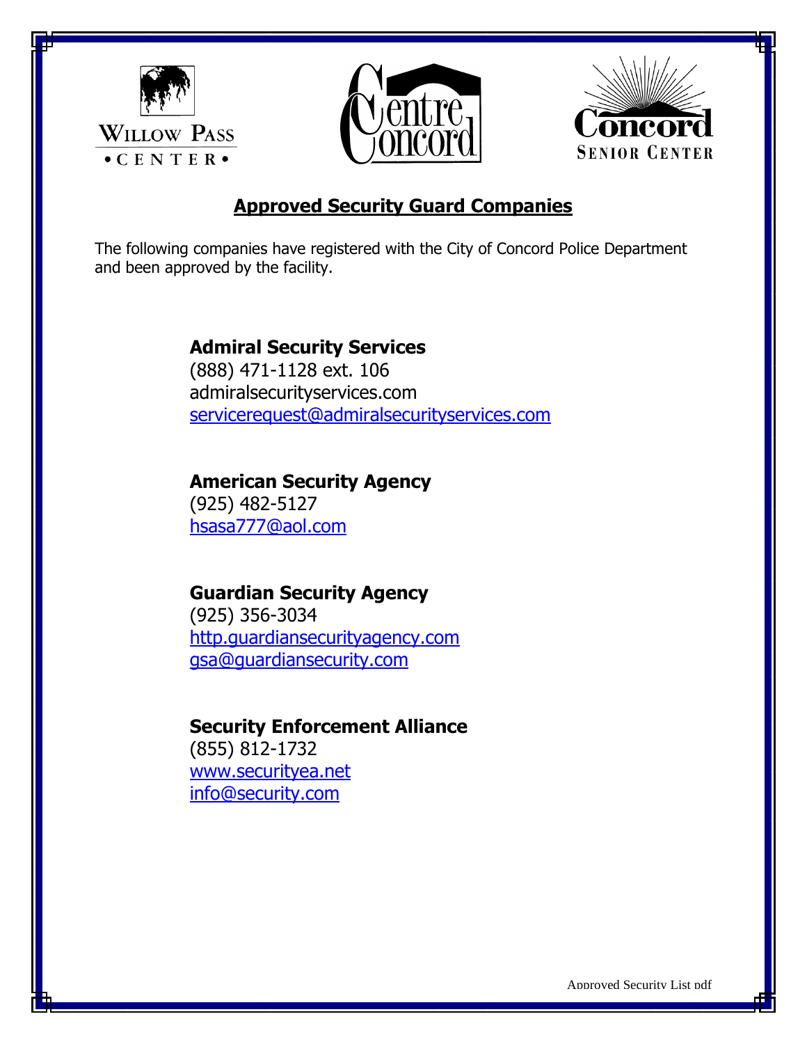Willow Pass Center

Centre Concord

Concord Senior Center

## Approved Security Guard Companies

The following companies have registered with the City of Concord Police Department and been approved by the facility.

**Admiral Security Services**
(888) 471-1128 ext. 106
admiralsecurityservices.com
servicerequest@admiralsecurityservices.com

**American Security Agency**
(925) 482-5127
hsasa777@aol.com

**Guardian Security Agency**
(925) 356-3034
http.guardiansecurityagency.com
gsa@guardiansecurity.com

**Security Enforcement Alliance**
(855) 812-1732
www.securityea.net
info@security.com

Approved Security List pdf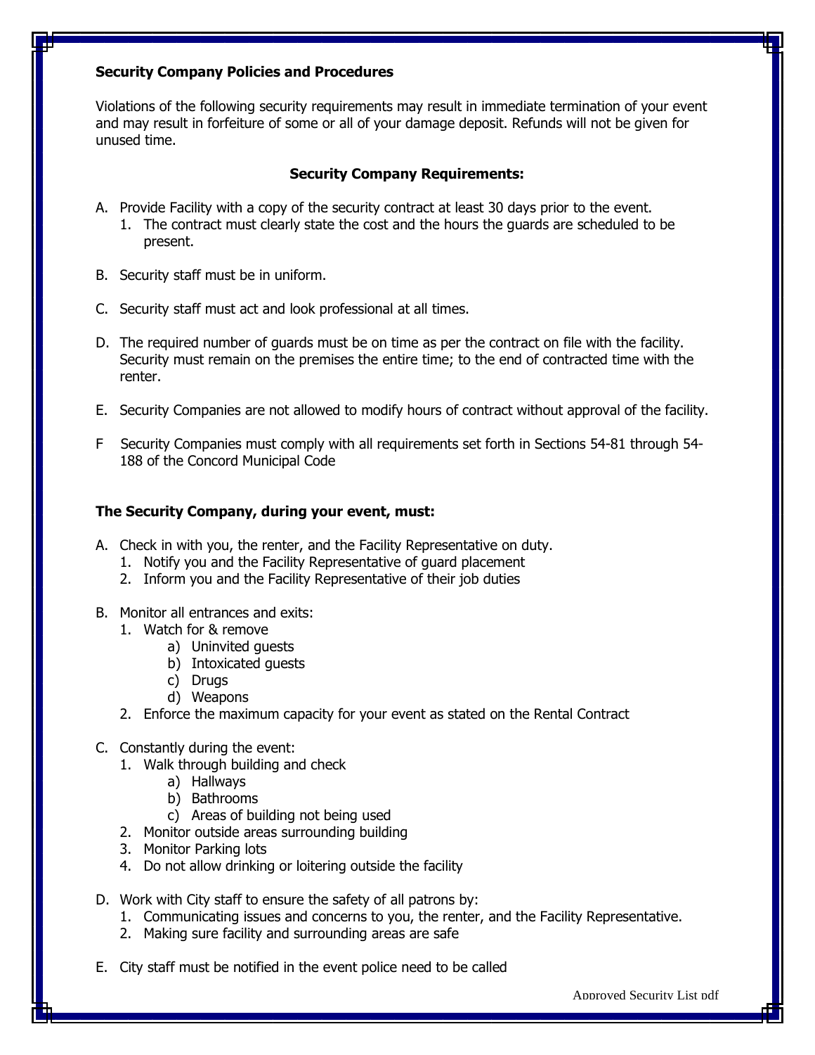**Security Company Policies and Procedures**

Violations of the following security requirements may result in immediate termination of your event and may result in forfeiture of some or all of your damage deposit. Refunds will not be given for unused time.

**Security Company Requirements:**

A. Provide Facility with a copy of the security contract at least 30 days prior to the event.
   1. The contract must clearly state the cost and the hours the guards are scheduled to be present.

B. Security staff must be in uniform.

C. Security staff must act and look professional at all times.

D. The required number of guards must be on time as per the contract on file with the facility. Security must remain on the premises the entire time; to the end of contracted time with the renter.

E. Security Companies are not allowed to modify hours of contract without approval of the facility.

F Security Companies must comply with all requirements set forth in Sections 54-81 through 54-188 of the Concord Municipal Code

**The Security Company, during your event, must:**

A. Check in with you, the renter, and the Facility Representative on duty.
   1. Notify you and the Facility Representative of guard placement
   2. Inform you and the Facility Representative of their job duties

B. Monitor all entrances and exits:
   1. Watch for & remove
      a) Uninvited guests
      b) Intoxicated guests
      c) Drugs
      d) Weapons
   2. Enforce the maximum capacity for your event as stated on the Rental Contract

C. Constantly during the event:
   1. Walk through building and check
      a) Hallways
      b) Bathrooms
      c) Areas of building not being used
   2. Monitor outside areas surrounding building
   3. Monitor Parking lots
   4. Do not allow drinking or loitering outside the facility

D. Work with City staff to ensure the safety of all patrons by:
   1. Communicating issues and concerns to you, the renter, and the Facility Representative.
   2. Making sure facility and surrounding areas are safe

E. City staff must be notified in the event police need to be called